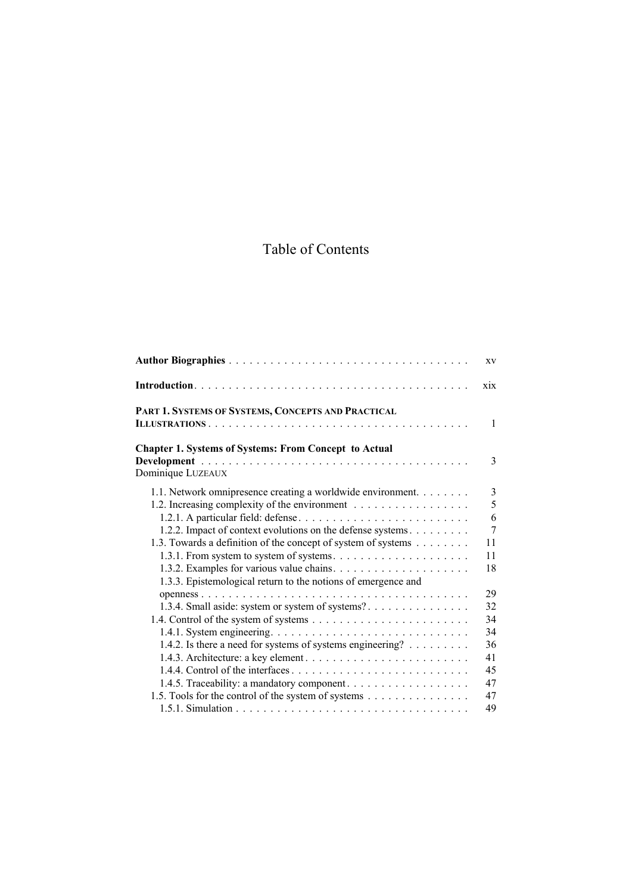# Table of Contents

**Author Biographies** . . . . . . . . . . . . . . . . . . . . . . . . . . . . . . . . . . . xv

**Introduction**. . . . . . . . . . . . . . . . . . . . . . . . . . . . . . . . . . . . . . . xix

**PART 1. SYSTEMS OF SYSTEMS, CONCEPTS AND PRACTICAL ILLUSTRATIONS** . . . . . . . . . . . . . . . . . . . . . . . . . . . . . . . . . . . . . . 1

**Chapter 1. Systems of Systems: From Concept to Actual Development** . . . . . . . . . . . . . . . . . . . . . . . . . . . . . . . . . . . . . . 3
Dominique LUZEAUX

- 1.1. Network omnipresence creating a worldwide environment. . . . . . . . 3
- 1.2. Increasing complexity of the environment . . . . . . . . . . . . . . . . 5
  - 1.2.1. A particular field: defense . . . . . . . . . . . . . . . . . . . . . . . . 6
  - 1.2.2. Impact of context evolutions on the defense systems . . . . . . . . 7
- 1.3. Towards a definition of the concept of system of systems . . . . . . . . 11
  - 1.3.1. From system to system of systems. . . . . . . . . . . . . . . . . . . . 11
  - 1.3.2. Examples for various value chains. . . . . . . . . . . . . . . . . . . . 18
  - 1.3.3. Epistemological return to the notions of emergence and openness . . . . . . . . . . . . . . . . . . . . . . . . . . . . . . . . . . . . . . 29
  - 1.3.4. Small aside: system or system of systems? . . . . . . . . . . . . . . . 32
- 1.4. Control of the system of systems . . . . . . . . . . . . . . . . . . . . . . . 34
  - 1.4.1. System engineering. . . . . . . . . . . . . . . . . . . . . . . . . . . . . 34
  - 1.4.2. Is there a need for systems of systems engineering? . . . . . . . . . 36
  - 1.4.3. Architecture: a key element . . . . . . . . . . . . . . . . . . . . . . . . 41
  - 1.4.4. Control of the interfaces . . . . . . . . . . . . . . . . . . . . . . . . . . 45
  - 1.4.5. Traceability: a mandatory component . . . . . . . . . . . . . . . . . . 47
- 1.5. Tools for the control of the system of systems . . . . . . . . . . . . . . . 47
  - 1.5.1. Simulation . . . . . . . . . . . . . . . . . . . . . . . . . . . . . . . . . . . 49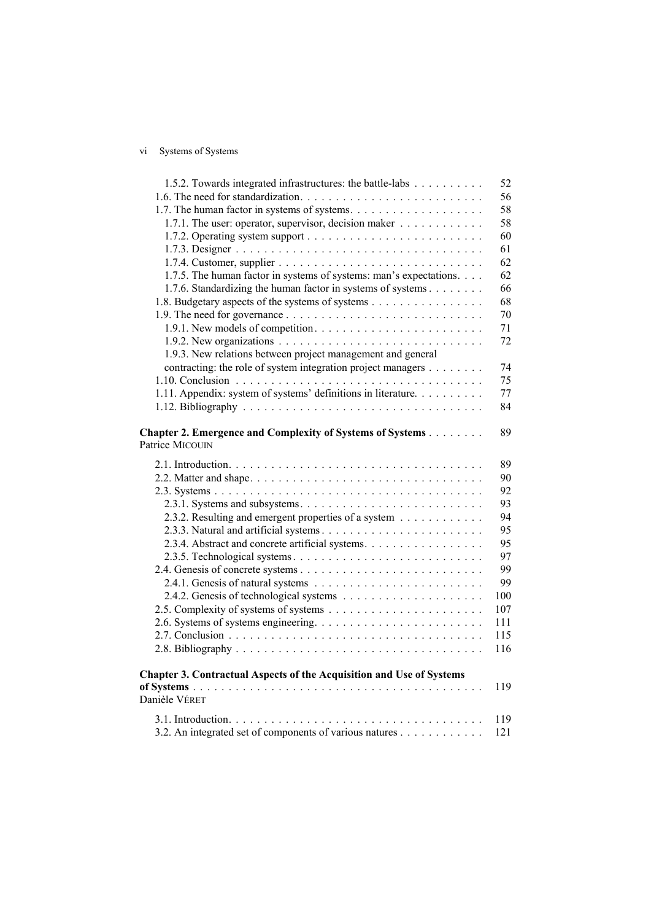1.5.2. Towards integrated infrastructures: the battle-labs . . . . . . . . . . 52
1.6. The need for standardization. . . . . . . . . . . . . . . . . . . . . . . . . . 56
1.7. The human factor in systems of systems. . . . . . . . . . . . . . . . . . . 58
1.7.1. The user: operator, supervisor, decision maker . . . . . . . . . . . . 58
1.7.2. Operating system support . . . . . . . . . . . . . . . . . . . . . . . . . 60
1.7.3. Designer . . . . . . . . . . . . . . . . . . . . . . . . . . . . . . . . . . 61
1.7.4. Customer, supplier . . . . . . . . . . . . . . . . . . . . . . . . . . . . 62
1.7.5. The human factor in systems of systems: man's expectations. . . . 62
1.7.6. Standardizing the human factor in systems of systems . . . . . . . . 66
1.8. Budgetary aspects of the systems of systems . . . . . . . . . . . . . . . . 68
1.9. The need for governance . . . . . . . . . . . . . . . . . . . . . . . . . . . 70
1.9.1. New models of competition. . . . . . . . . . . . . . . . . . . . . . . . 71
1.9.2. New organizations . . . . . . . . . . . . . . . . . . . . . . . . . . . . 72
1.9.3. New relations between project management and general contracting: the role of system integration project managers . . . . . . . . 74
1.10. Conclusion . . . . . . . . . . . . . . . . . . . . . . . . . . . . . . . . . . 75
1.11. Appendix: system of systems' definitions in literature. . . . . . . . . . 77
1.12. Bibliography . . . . . . . . . . . . . . . . . . . . . . . . . . . . . . . . . 84

**Chapter 2. Emergence and Complexity of Systems of Systems** . . . . . . . . 89
Patrice MICOUIN

2.1. Introduction. . . . . . . . . . . . . . . . . . . . . . . . . . . . . . . . . . . 89
2.2. Matter and shape. . . . . . . . . . . . . . . . . . . . . . . . . . . . . . . . 90
2.3. Systems . . . . . . . . . . . . . . . . . . . . . . . . . . . . . . . . . . . . . 92
2.3.1. Systems and subsystems. . . . . . . . . . . . . . . . . . . . . . . . . . 93
2.3.2. Resulting and emergent properties of a system . . . . . . . . . . . . 94
2.3.3. Natural and artificial systems . . . . . . . . . . . . . . . . . . . . . . . 95
2.3.4. Abstract and concrete artificial systems. . . . . . . . . . . . . . . . . 95
2.3.5. Technological systems. . . . . . . . . . . . . . . . . . . . . . . . . . . 97
2.4. Genesis of concrete systems . . . . . . . . . . . . . . . . . . . . . . . . . 99
2.4.1. Genesis of natural systems . . . . . . . . . . . . . . . . . . . . . . . . 99
2.4.2. Genesis of technological systems . . . . . . . . . . . . . . . . . . . . 100
2.5. Complexity of systems of systems . . . . . . . . . . . . . . . . . . . . . . 107
2.6. Systems of systems engineering. . . . . . . . . . . . . . . . . . . . . . . . 111
2.7. Conclusion . . . . . . . . . . . . . . . . . . . . . . . . . . . . . . . . . . . 115
2.8. Bibliography . . . . . . . . . . . . . . . . . . . . . . . . . . . . . . . . . . 116

**Chapter 3. Contractual Aspects of the Acquisition and Use of Systems of Systems** . . . . . . . . . . . . . . . . . . . . . . . . . . . . . . . . . . . . . 119
Danièle VÉRET

3.1. Introduction. . . . . . . . . . . . . . . . . . . . . . . . . . . . . . . . . . . 119
3.2. An integrated set of components of various natures . . . . . . . . . . . 121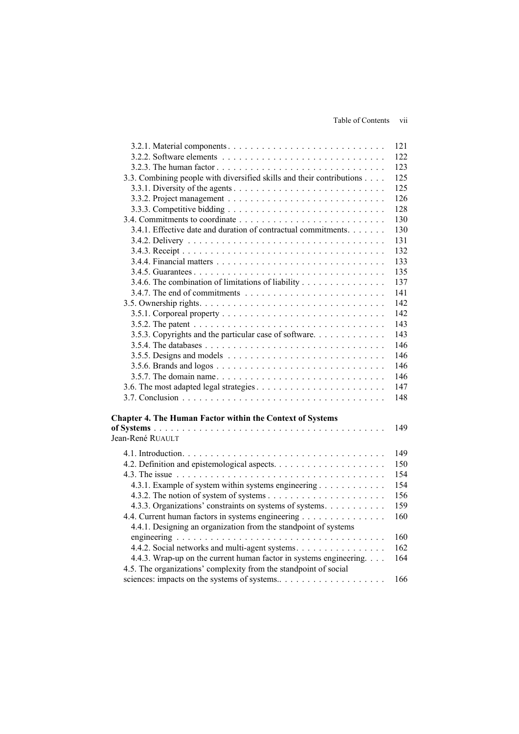3.2.1. Material components . . . . . . . . . . . . . . . . . . . . . . . . . . . . 121
3.2.2. Software elements . . . . . . . . . . . . . . . . . . . . . . . . . . . . . 122
3.2.3. The human factor . . . . . . . . . . . . . . . . . . . . . . . . . . . . . . 123
3.3. Combining people with diversified skills and their contributions . . . . 125
3.3.1. Diversity of the agents . . . . . . . . . . . . . . . . . . . . . . . . . . . 125
3.3.2. Project management . . . . . . . . . . . . . . . . . . . . . . . . . . . . 126
3.3.3. Competitive bidding . . . . . . . . . . . . . . . . . . . . . . . . . . . . 128
3.4. Commitments to coordinate . . . . . . . . . . . . . . . . . . . . . . . . . . 130
3.4.1. Effective date and duration of contractual commitments. . . . . . . 130
3.4.2. Delivery . . . . . . . . . . . . . . . . . . . . . . . . . . . . . . . . . . . 131
3.4.3. Receipt . . . . . . . . . . . . . . . . . . . . . . . . . . . . . . . . . . . . 132
3.4.4. Financial matters . . . . . . . . . . . . . . . . . . . . . . . . . . . . . . 133
3.4.5. Guarantees . . . . . . . . . . . . . . . . . . . . . . . . . . . . . . . . . . 135
3.4.6. The combination of limitations of liability . . . . . . . . . . . . . . . 137
3.4.7. The end of commitments . . . . . . . . . . . . . . . . . . . . . . . . . 141
3.5. Ownership rights. . . . . . . . . . . . . . . . . . . . . . . . . . . . . . . . . 142
3.5.1. Corporeal property . . . . . . . . . . . . . . . . . . . . . . . . . . . . . 142
3.5.2. The patent . . . . . . . . . . . . . . . . . . . . . . . . . . . . . . . . . . 143
3.5.3. Copyrights and the particular case of software. . . . . . . . . . . . . 143
3.5.4. The databases . . . . . . . . . . . . . . . . . . . . . . . . . . . . . . . . 146
3.5.5. Designs and models . . . . . . . . . . . . . . . . . . . . . . . . . . . . 146
3.5.6. Brands and logos . . . . . . . . . . . . . . . . . . . . . . . . . . . . . . 146
3.5.7. The domain name. . . . . . . . . . . . . . . . . . . . . . . . . . . . . . 146
3.6. The most adapted legal strategies . . . . . . . . . . . . . . . . . . . . . . . 147
3.7. Conclusion . . . . . . . . . . . . . . . . . . . . . . . . . . . . . . . . . . . . 148

**Chapter 4. The Human Factor within the Context of Systems of Systems** . . . . . . . . . . . . . . . . . . . . . . . . . . . . . . . . . . . . . . . . 149
Jean-René RUAULT

4.1. Introduction. . . . . . . . . . . . . . . . . . . . . . . . . . . . . . . . . . . . 149
4.2. Definition and epistemological aspects. . . . . . . . . . . . . . . . . . . . 150
4.3. The issue . . . . . . . . . . . . . . . . . . . . . . . . . . . . . . . . . . . . . 154
4.3.1. Example of system within systems engineering . . . . . . . . . . . . 154
4.3.2. The notion of system of systems . . . . . . . . . . . . . . . . . . . . . 156
4.3.3. Organizations' constraints on systems of systems. . . . . . . . . . . 159
4.4. Current human factors in systems engineering . . . . . . . . . . . . . . . 160
4.4.1. Designing an organization from the standpoint of systems engineering . . . . . . . . . . . . . . . . . . . . . . . . . . . . . . . . . . . . 160
4.4.2. Social networks and multi-agent systems. . . . . . . . . . . . . . . . 162
4.4.3. Wrap-up on the current human factor in systems engineering. . . . 164
4.5. The organizations' complexity from the standpoint of social sciences: impacts on the systems of systems.. . . . . . . . . . . . . . . . . . . 166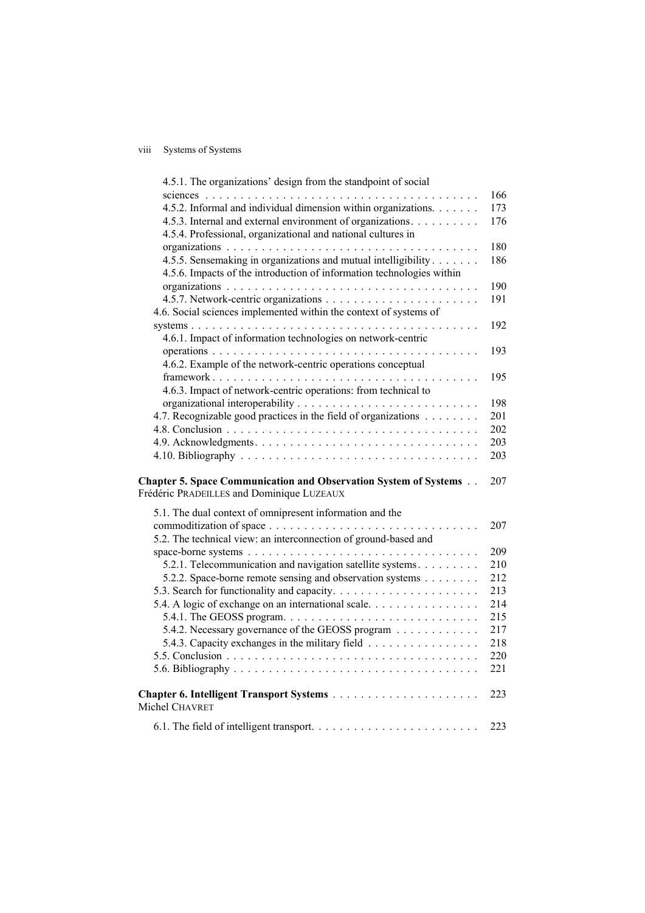4.5.1. The organizations' design from the standpoint of social sciences . . . . . . . . . . 166
4.5.2. Informal and individual dimension within organizations. . . . . . . 173
4.5.3. Internal and external environment of organizations. . . . . . . . . . 176
4.5.4. Professional, organizational and national cultures in organizations . . . . . . . . . . 180
4.5.5. Sensemaking in organizations and mutual intelligibility . . . . . . . 186
4.5.6. Impacts of the introduction of information technologies within organizations . . . . . . . . . . 190
4.5.7. Network-centric organizations . . . . . . . . . . 191
4.6. Social sciences implemented within the context of systems of systems . . . . . . . . . . 192
4.6.1. Impact of information technologies on network-centric operations . . . . . . . . . . 193
4.6.2. Example of the network-centric operations conceptual framework . . . . . . . . . . 195
4.6.3. Impact of network-centric operations: from technical to organizational interoperability . . . . . . . . . . 198
4.7. Recognizable good practices in the field of organizations . . . . . . . . 201
4.8. Conclusion . . . . . . . . . . 202
4.9. Acknowledgments. . . . . . . . . . 203
4.10. Bibliography . . . . . . . . . . 203

**Chapter 5. Space Communication and Observation System of Systems** . . 207
Frédéric PRADEILLES and Dominique LUZEAUX

5.1. The dual context of omnipresent information and the commoditization of space . . . . . . . . . . 207
5.2. The technical view: an interconnection of ground-based and space-borne systems . . . . . . . . . . 209
5.2.1. Telecommunication and navigation satellite systems. . . . . . . . . 210
5.2.2. Space-borne remote sensing and observation systems . . . . . . . . 212
5.3. Search for functionality and capacity. . . . . . . . . . 213
5.4. A logic of exchange on an international scale. . . . . . . . . . 214
5.4.1. The GEOSS program. . . . . . . . . . 215
5.4.2. Necessary governance of the GEOSS program . . . . . . . . . . 217
5.4.3. Capacity exchanges in the military field . . . . . . . . . . 218
5.5. Conclusion . . . . . . . . . . 220
5.6. Bibliography . . . . . . . . . . 221

**Chapter 6. Intelligent Transport Systems** . . . . . . . . . . 223
Michel CHAVRET

6.1. The field of intelligent transport. . . . . . . . . . 223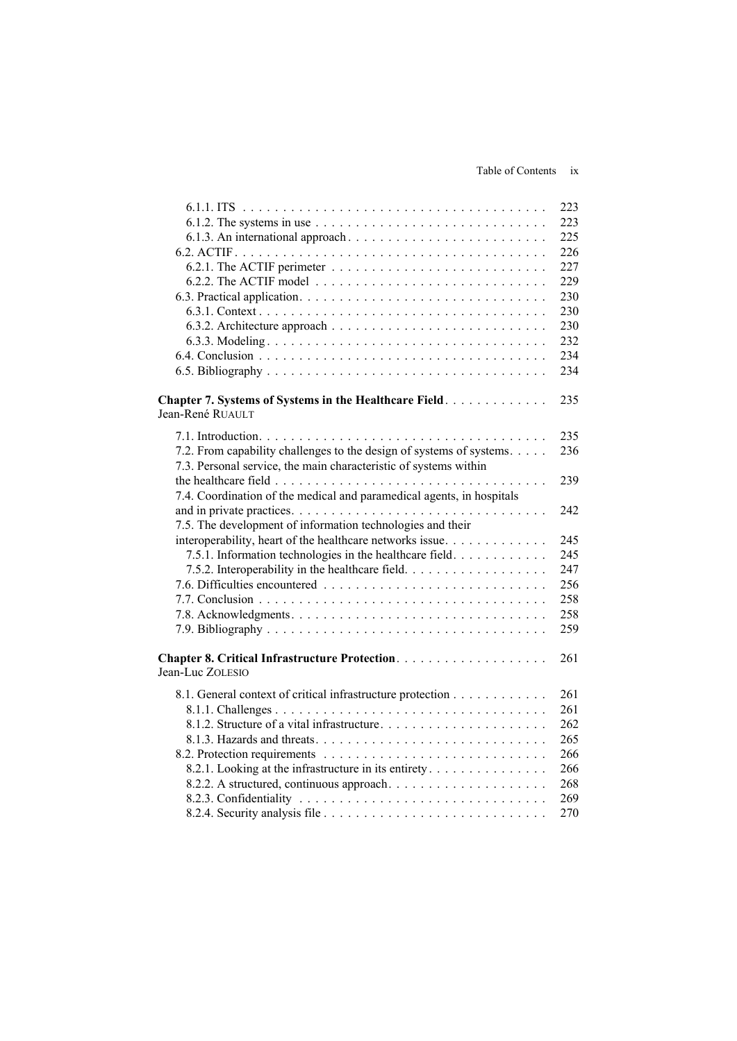6.1.1. ITS . . . . . . . . . . . . . . . . . . . . . . . . . . . . . . . . . . . . . . 223
6.1.2. The systems in use . . . . . . . . . . . . . . . . . . . . . . . . . . . . . 223
6.1.3. An international approach . . . . . . . . . . . . . . . . . . . . . . . . . 225
6.2. ACTIF . . . . . . . . . . . . . . . . . . . . . . . . . . . . . . . . . . . . . . 226
6.2.1. The ACTIF perimeter . . . . . . . . . . . . . . . . . . . . . . . . . . . 227
6.2.2. The ACTIF model . . . . . . . . . . . . . . . . . . . . . . . . . . . . . 229
6.3. Practical application . . . . . . . . . . . . . . . . . . . . . . . . . . . . . . 230
6.3.1. Context . . . . . . . . . . . . . . . . . . . . . . . . . . . . . . . . . . . 230
6.3.2. Architecture approach . . . . . . . . . . . . . . . . . . . . . . . . . . . 230
6.3.3. Modeling . . . . . . . . . . . . . . . . . . . . . . . . . . . . . . . . . . 232
6.4. Conclusion . . . . . . . . . . . . . . . . . . . . . . . . . . . . . . . . . . . 234
6.5. Bibliography . . . . . . . . . . . . . . . . . . . . . . . . . . . . . . . . . . 234

**Chapter 7. Systems of Systems in the Healthcare Field** . . . . . . . . . . . . 235
Jean-René RUAULT

7.1. Introduction . . . . . . . . . . . . . . . . . . . . . . . . . . . . . . . . . . . 235
7.2. From capability challenges to the design of systems of systems . . . . . 236
7.3. Personal service, the main characteristic of systems within the healthcare field . . . . . . . . . . . . . . . . . . . . . . . . . . . . . . . . 239
7.4. Coordination of the medical and paramedical agents, in hospitals and in private practices . . . . . . . . . . . . . . . . . . . . . . . . . . . . . . . 242
7.5. The development of information technologies and their interoperability, heart of the healthcare networks issue . . . . . . . . . . . . . 245
7.5.1. Information technologies in the healthcare field . . . . . . . . . . . 245
7.5.2. Interoperability in the healthcare field . . . . . . . . . . . . . . . . . 247
7.6. Difficulties encountered . . . . . . . . . . . . . . . . . . . . . . . . . . . . 256
7.7. Conclusion . . . . . . . . . . . . . . . . . . . . . . . . . . . . . . . . . . . 258
7.8. Acknowledgments . . . . . . . . . . . . . . . . . . . . . . . . . . . . . . . 258
7.9. Bibliography . . . . . . . . . . . . . . . . . . . . . . . . . . . . . . . . . . 259

**Chapter 8. Critical Infrastructure Protection** . . . . . . . . . . . . . . . . . . . 261
Jean-Luc ZOLESIO

8.1. General context of critical infrastructure protection . . . . . . . . . . . . 261
8.1.1. Challenges . . . . . . . . . . . . . . . . . . . . . . . . . . . . . . . . . 261
8.1.2. Structure of a vital infrastructure . . . . . . . . . . . . . . . . . . . . 262
8.1.3. Hazards and threats . . . . . . . . . . . . . . . . . . . . . . . . . . . . 265
8.2. Protection requirements . . . . . . . . . . . . . . . . . . . . . . . . . . . . 266
8.2.1. Looking at the infrastructure in its entirety . . . . . . . . . . . . . . . 266
8.2.2. A structured, continuous approach . . . . . . . . . . . . . . . . . . . . 268
8.2.3. Confidentiality . . . . . . . . . . . . . . . . . . . . . . . . . . . . . . . 269
8.2.4. Security analysis file . . . . . . . . . . . . . . . . . . . . . . . . . . . . 270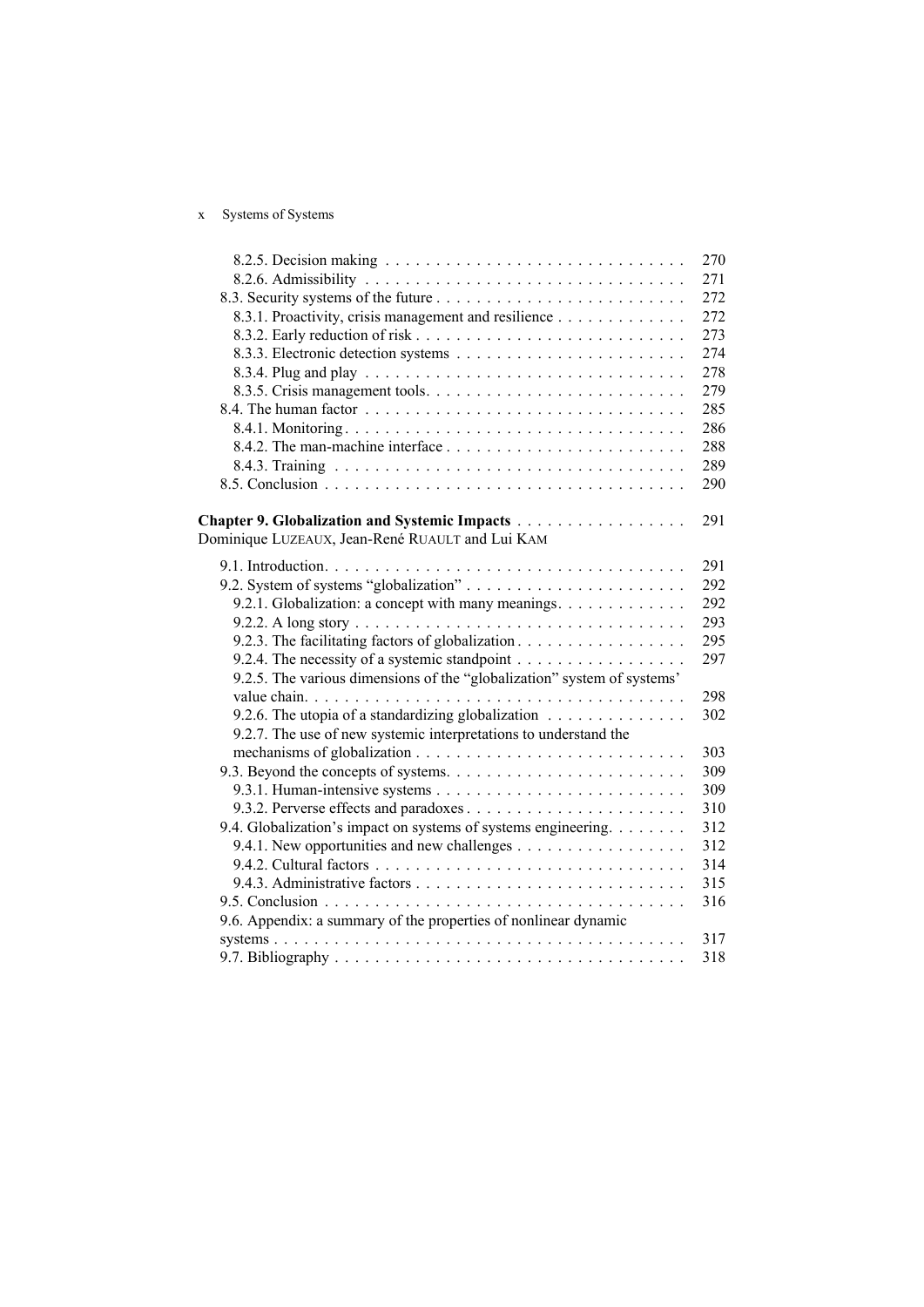8.2.5. Decision making . . . . . . . . . . . . . . . . . . . . . . . . . . . . . . 270
8.2.6. Admissibility . . . . . . . . . . . . . . . . . . . . . . . . . . . . . . . . 271
8.3. Security systems of the future . . . . . . . . . . . . . . . . . . . . . . . . . 272
8.3.1. Proactivity, crisis management and resilience . . . . . . . . . . . . . 272
8.3.2. Early reduction of risk . . . . . . . . . . . . . . . . . . . . . . . . . . . 273
8.3.3. Electronic detection systems . . . . . . . . . . . . . . . . . . . . . . . 274
8.3.4. Plug and play . . . . . . . . . . . . . . . . . . . . . . . . . . . . . . . . 278
8.3.5. Crisis management tools. . . . . . . . . . . . . . . . . . . . . . . . . . 279
8.4. The human factor . . . . . . . . . . . . . . . . . . . . . . . . . . . . . . . . 285
8.4.1. Monitoring . . . . . . . . . . . . . . . . . . . . . . . . . . . . . . . . . . 286
8.4.2. The man-machine interface . . . . . . . . . . . . . . . . . . . . . . . . . 288
8.4.3. Training . . . . . . . . . . . . . . . . . . . . . . . . . . . . . . . . . . . 289
8.5. Conclusion . . . . . . . . . . . . . . . . . . . . . . . . . . . . . . . . . . . 290

**Chapter 9. Globalization and Systemic Impacts** . . . . . . . . . . . . . . . . . 291
Dominique LUZEAUX, Jean-René RUAULT and Lui KAM

9.1. Introduction. . . . . . . . . . . . . . . . . . . . . . . . . . . . . . . . . . . 291
9.2. System of systems "globalization" . . . . . . . . . . . . . . . . . . . . . . 292
9.2.1. Globalization: a concept with many meanings. . . . . . . . . . . . . 292
9.2.2. A long story . . . . . . . . . . . . . . . . . . . . . . . . . . . . . . . . . 293
9.2.3. The facilitating factors of globalization . . . . . . . . . . . . . . . . . 295
9.2.4. The necessity of a systemic standpoint . . . . . . . . . . . . . . . . . 297
9.2.5. The various dimensions of the "globalization" system of systems' value chain. . . . . . . . . . . . . . . . . . . . . . . . . . . . . . . . . . . . . 298
9.2.6. The utopia of a standardizing globalization . . . . . . . . . . . . . . 302
9.2.7. The use of new systemic interpretations to understand the mechanisms of globalization . . . . . . . . . . . . . . . . . . . . . . . . . . . 303
9.3. Beyond the concepts of systems. . . . . . . . . . . . . . . . . . . . . . . . 309
9.3.1. Human-intensive systems . . . . . . . . . . . . . . . . . . . . . . . . . 309
9.3.2. Perverse effects and paradoxes . . . . . . . . . . . . . . . . . . . . . . 310
9.4. Globalization's impact on systems of systems engineering. . . . . . . . 312
9.4.1. New opportunities and new challenges . . . . . . . . . . . . . . . . . 312
9.4.2. Cultural factors . . . . . . . . . . . . . . . . . . . . . . . . . . . . . . . 314
9.4.3. Administrative factors . . . . . . . . . . . . . . . . . . . . . . . . . . . 315
9.5. Conclusion . . . . . . . . . . . . . . . . . . . . . . . . . . . . . . . . . . . 316
9.6. Appendix: a summary of the properties of nonlinear dynamic systems . . . . . . . . . . . . . . . . . . . . . . . . . . . . . . . . . . . . . . 317
9.7. Bibliography . . . . . . . . . . . . . . . . . . . . . . . . . . . . . . . . . . 318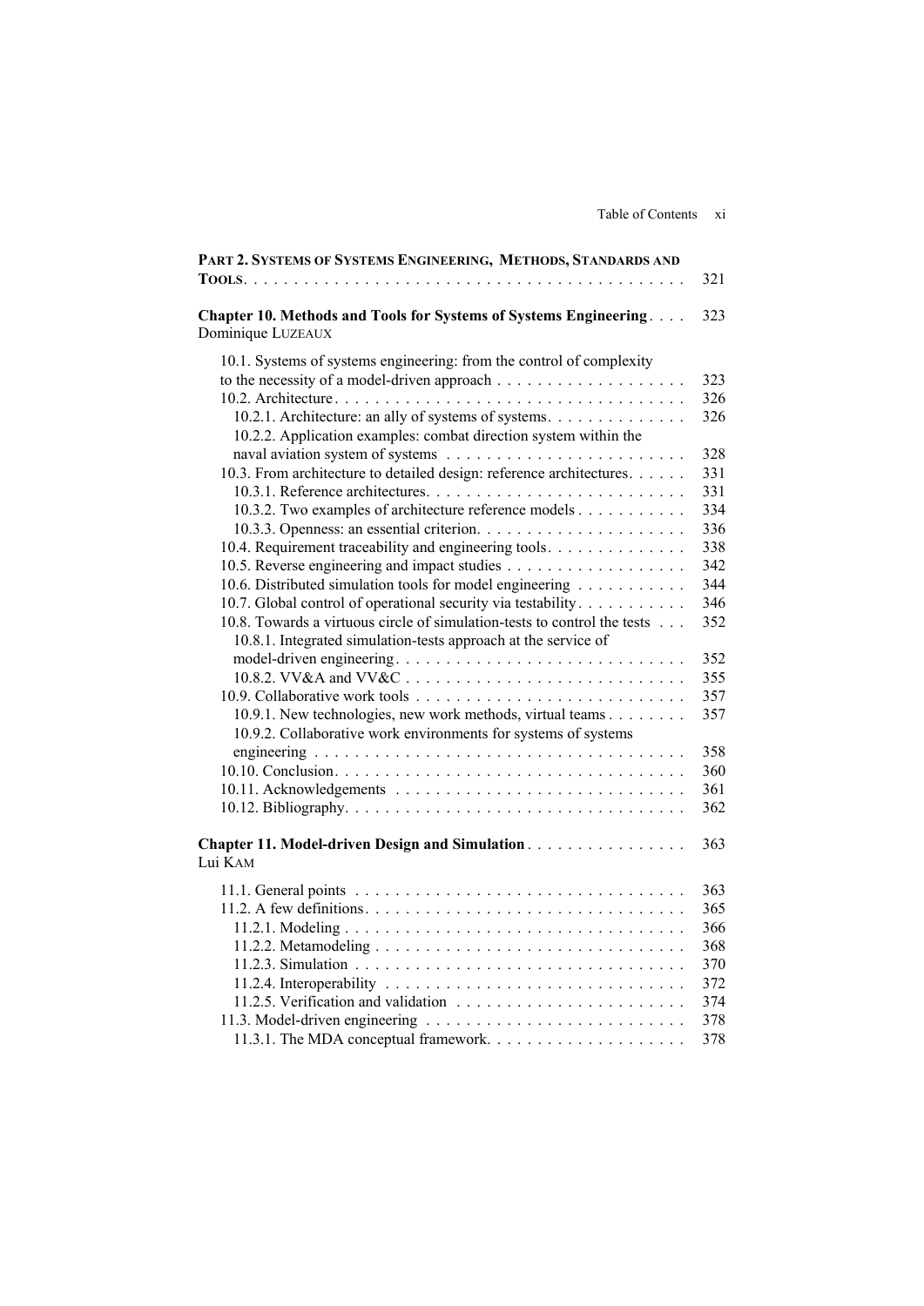**PART 2. SYSTEMS OF SYSTEMS ENGINEERING, METHODS, STANDARDS AND TOOLS** . . . . . . . . . . . . . . . . . . . . . . . . . . . . . . . . . . . . . . . . . . 321

**Chapter 10. Methods and Tools for Systems of Systems Engineering** . . . . 323
Dominique LUZEAUX

10.1. Systems of systems engineering: from the control of complexity to the necessity of a model-driven approach . . . . . . . . . . . . . . . . . . . 323
10.2. Architecture . . . . . . . . . . . . . . . . . . . . . . . . . . . . . . . . . . . 326
10.2.1. Architecture: an ally of systems of systems . . . . . . . . . . . . . 326
10.2.2. Application examples: combat direction system within the naval aviation system of systems . . . . . . . . . . . . . . . . . . . . . . . 328
10.3. From architecture to detailed design: reference architectures . . . . . . 331
10.3.1. Reference architectures . . . . . . . . . . . . . . . . . . . . . . . . . 331
10.3.2. Two examples of architecture reference models . . . . . . . . . . 334
10.3.3. Openness: an essential criterion . . . . . . . . . . . . . . . . . . . . 336
10.4. Requirement traceability and engineering tools . . . . . . . . . . . . . . 338
10.5. Reverse engineering and impact studies . . . . . . . . . . . . . . . . . . 342
10.6. Distributed simulation tools for model engineering . . . . . . . . . . . 344
10.7. Global control of operational security via testability . . . . . . . . . . 346
10.8. Towards a virtuous circle of simulation-tests to control the tests . . . 352
10.8.1. Integrated simulation-tests approach at the service of model-driven engineering . . . . . . . . . . . . . . . . . . . . . . . . . . . . 352
10.8.2. VV&A and VV&C . . . . . . . . . . . . . . . . . . . . . . . . . . . 355
10.9. Collaborative work tools . . . . . . . . . . . . . . . . . . . . . . . . . . . 357
10.9.1. New technologies, new work methods, virtual teams . . . . . . . . 357
10.9.2. Collaborative work environments for systems of systems engineering . . . . . . . . . . . . . . . . . . . . . . . . . . . . . . . . . . 358
10.10. Conclusion . . . . . . . . . . . . . . . . . . . . . . . . . . . . . . . . . . 360
10.11. Acknowledgements . . . . . . . . . . . . . . . . . . . . . . . . . . . . . 361
10.12. Bibliography . . . . . . . . . . . . . . . . . . . . . . . . . . . . . . . . . 362

**Chapter 11. Model-driven Design and Simulation** . . . . . . . . . . . . . . . 363
Lui KAM

11.1. General points . . . . . . . . . . . . . . . . . . . . . . . . . . . . . . . . . 363
11.2. A few definitions . . . . . . . . . . . . . . . . . . . . . . . . . . . . . . . 365
11.2.1. Modeling . . . . . . . . . . . . . . . . . . . . . . . . . . . . . . . . . . 366
11.2.2. Metamodeling . . . . . . . . . . . . . . . . . . . . . . . . . . . . . . . 368
11.2.3. Simulation . . . . . . . . . . . . . . . . . . . . . . . . . . . . . . . . . 370
11.2.4. Interoperability . . . . . . . . . . . . . . . . . . . . . . . . . . . . . . 372
11.2.5. Verification and validation . . . . . . . . . . . . . . . . . . . . . . . 374
11.3. Model-driven engineering . . . . . . . . . . . . . . . . . . . . . . . . . . 378
11.3.1. The MDA conceptual framework . . . . . . . . . . . . . . . . . . . 378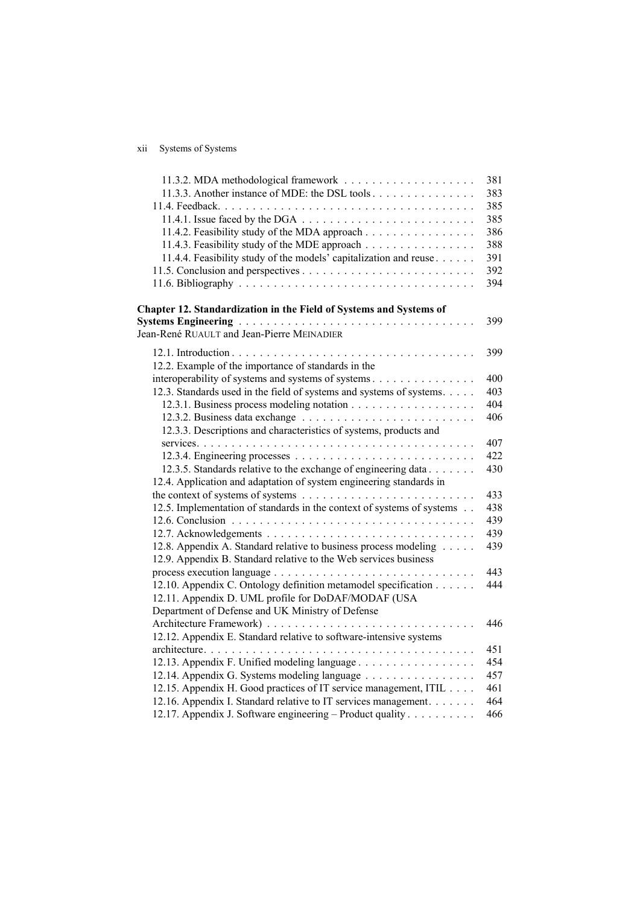11.3.2. MDA methodological framework . . . . . . . . . . . . . . . . . . . 381
11.3.3. Another instance of MDE: the DSL tools . . . . . . . . . . . . . . . 383
11.4. Feedback. . . . . . . . . . . . . . . . . . . . . . . . . . . . . . . . . . . . 385
11.4.1. Issue faced by the DGA . . . . . . . . . . . . . . . . . . . . . . . . . 385
11.4.2. Feasibility study of the MDA approach . . . . . . . . . . . . . . . . 386
11.4.3. Feasibility study of the MDE approach . . . . . . . . . . . . . . . . 388
11.4.4. Feasibility study of the models' capitalization and reuse . . . . . . 391
11.5. Conclusion and perspectives . . . . . . . . . . . . . . . . . . . . . . . . 392
11.6. Bibliography . . . . . . . . . . . . . . . . . . . . . . . . . . . . . . . . . 394

**Chapter 12. Standardization in the Field of Systems and Systems of Systems Engineering** . . . . . . . . . . . . . . . . . . . . . . . . . . . . . . . . . . 399
Jean-René RUAULT and Jean-Pierre MEINADIER

12.1. Introduction . . . . . . . . . . . . . . . . . . . . . . . . . . . . . . . . . . 399
12.2. Example of the importance of standards in the interoperability of systems and systems of systems . . . . . . . . . . . . . . . 400
12.3. Standards used in the field of systems and systems of systems. . . . . 403
12.3.1. Business process modeling notation . . . . . . . . . . . . . . . . . . 404
12.3.2. Business data exchange . . . . . . . . . . . . . . . . . . . . . . . . . 406
12.3.3. Descriptions and characteristics of systems, products and services. . . . . . . . . . . . . . . . . . . . . . . . . . . . . . . . . . . . . . . 407
12.3.4. Engineering processes . . . . . . . . . . . . . . . . . . . . . . . . . . 422
12.3.5. Standards relative to the exchange of engineering data . . . . . . . 430
12.4. Application and adaptation of system engineering standards in the context of systems of systems . . . . . . . . . . . . . . . . . . . . . . . . . 433
12.5. Implementation of standards in the context of systems of systems . . 438
12.6. Conclusion . . . . . . . . . . . . . . . . . . . . . . . . . . . . . . . . . . 439
12.7. Acknowledgements . . . . . . . . . . . . . . . . . . . . . . . . . . . . . . 439
12.8. Appendix A. Standard relative to business process modeling . . . . . 439
12.9. Appendix B. Standard relative to the Web services business process execution language . . . . . . . . . . . . . . . . . . . . . . . . . . . . . 443
12.10. Appendix C. Ontology definition metamodel specification . . . . . . 444
12.11. Appendix D. UML profile for DoDAF/MODAF (USA Department of Defense and UK Ministry of Defense Architecture Framework) . . . . . . . . . . . . . . . . . . . . . . . . . . . . . . 446
12.12. Appendix E. Standard relative to software-intensive systems architecture. . . . . . . . . . . . . . . . . . . . . . . . . . . . . . . . . . . . . . 451
12.13. Appendix F. Unified modeling language . . . . . . . . . . . . . . . . . 454
12.14. Appendix G. Systems modeling language . . . . . . . . . . . . . . . . 457
12.15. Appendix H. Good practices of IT service management, ITIL . . . . 461
12.16. Appendix I. Standard relative to IT services management. . . . . . . 464
12.17. Appendix J. Software engineering – Product quality . . . . . . . . . . 466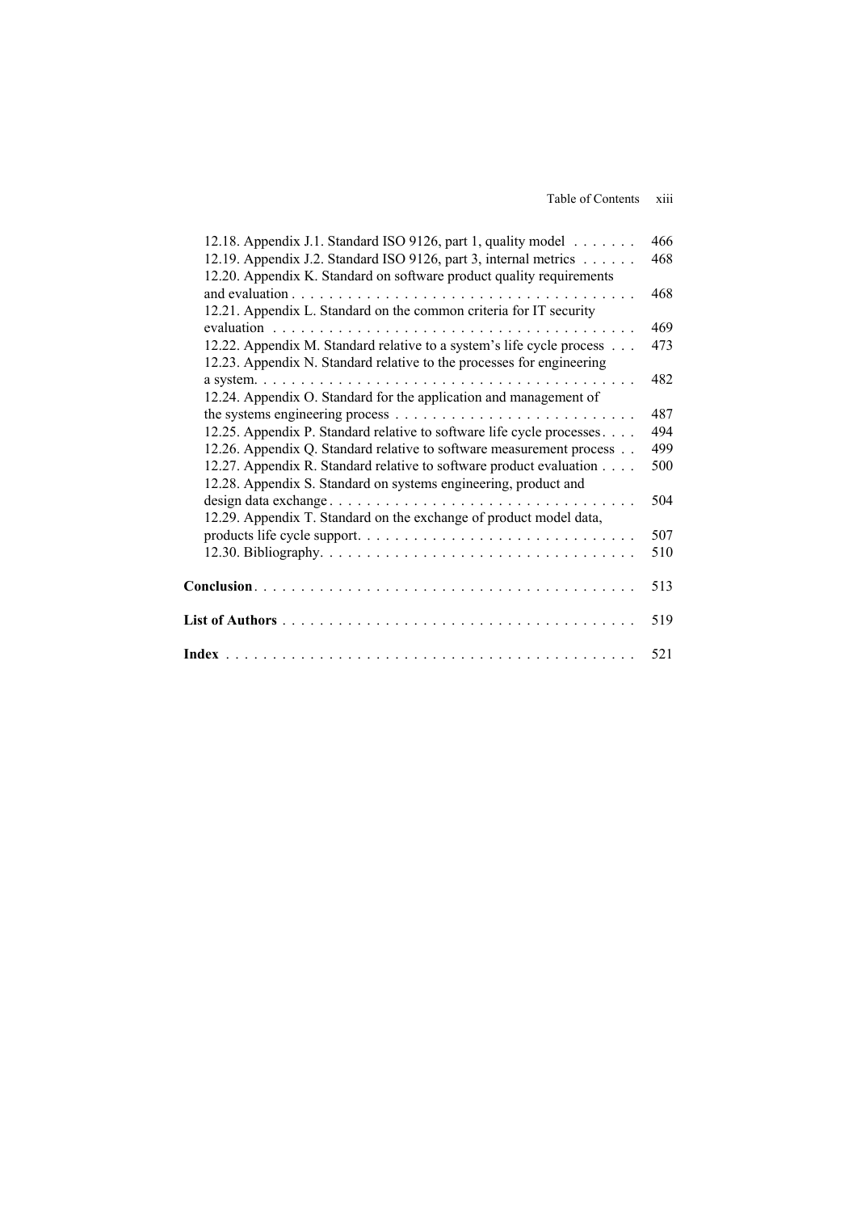12.18. Appendix J.1. Standard ISO 9126, part 1, quality model . . . . . . . 466
12.19. Appendix J.2. Standard ISO 9126, part 3, internal metrics . . . . . . 468
12.20. Appendix K. Standard on software product quality requirements and evaluation . . . . . . . . . . . . . . . . . . . . . . . . . . . . . . . . . . . . . 468
12.21. Appendix L. Standard on the common criteria for IT security evaluation . . . . . . . . . . . . . . . . . . . . . . . . . . . . . . . . . . . . . . 469
12.22. Appendix M. Standard relative to a system's life cycle process . . . 473
12.23. Appendix N. Standard relative to the processes for engineering a system. . . . . . . . . . . . . . . . . . . . . . . . . . . . . . . . . . . . . . . 482
12.24. Appendix O. Standard for the application and management of the systems engineering process . . . . . . . . . . . . . . . . . . . . . . . . . . 487
12.25. Appendix P. Standard relative to software life cycle processes. . . . 494
12.26. Appendix Q. Standard relative to software measurement process . . 499
12.27. Appendix R. Standard relative to software product evaluation . . . . 500
12.28. Appendix S. Standard on systems engineering, product and design data exchange . . . . . . . . . . . . . . . . . . . . . . . . . . . . . . . . . 504
12.29. Appendix T. Standard on the exchange of product model data, products life cycle support. . . . . . . . . . . . . . . . . . . . . . . . . . . . . . 507
12.30. Bibliography. . . . . . . . . . . . . . . . . . . . . . . . . . . . . . . . . . 510

**Conclusion**. . . . . . . . . . . . . . . . . . . . . . . . . . . . . . . . . . . . . . . . 513

**List of Authors** . . . . . . . . . . . . . . . . . . . . . . . . . . . . . . . . . . . . . 519

**Index** . . . . . . . . . . . . . . . . . . . . . . . . . . . . . . . . . . . . . . . . . . . 521